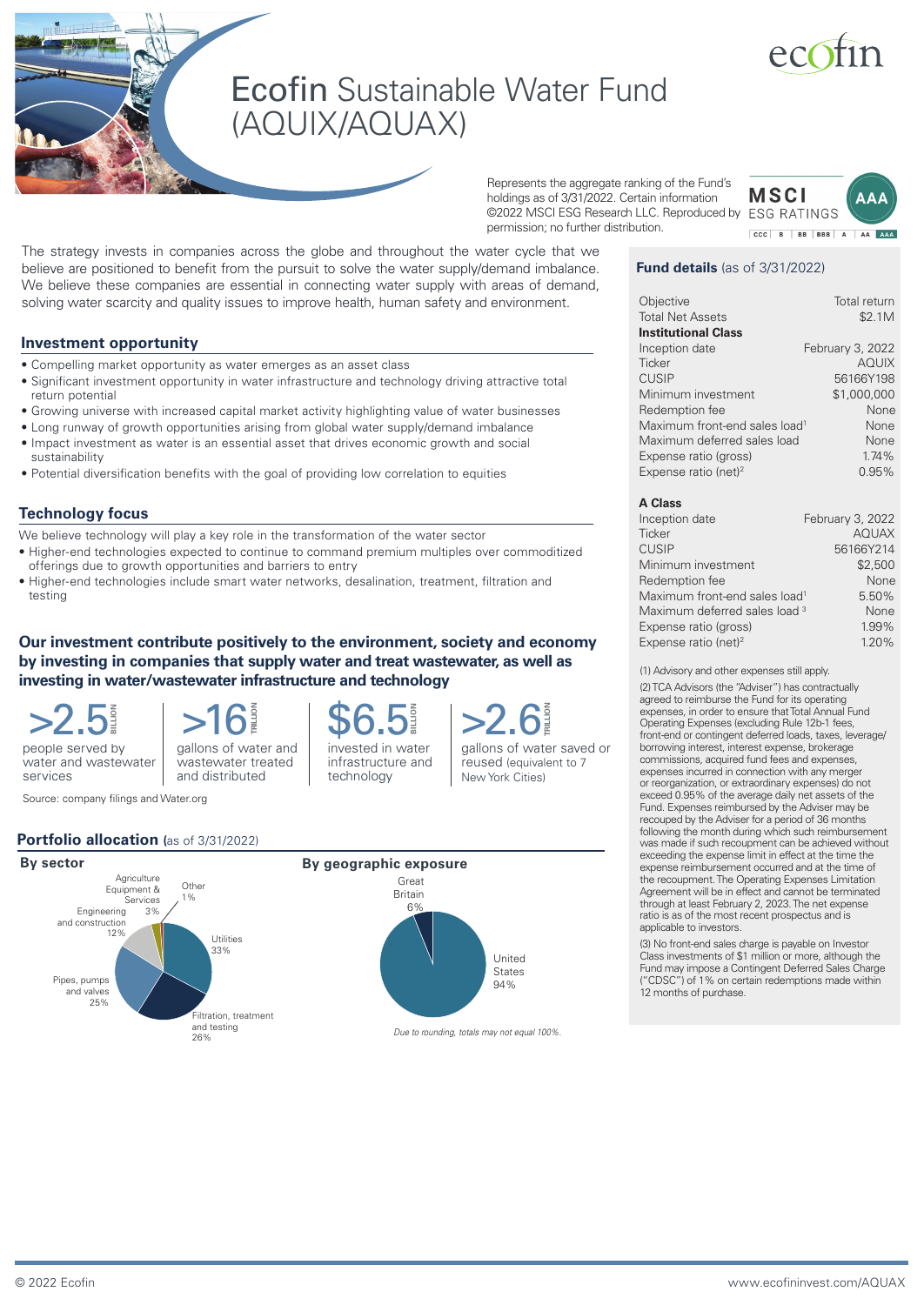# Ecofin Sustainable Water Fund (AQUIX/AQUAX)

Represents the aggregate ranking of the Fund's holdings as of 3/31/2022. Certain information ©2022 MSCI ESG Research LLC. Reproduced by permission; no further distribution.

MSCI ESG RATINGS: AAA

The strategy invests in companies across the globe and throughout the water cycle that we believe are positioned to benefit from the pursuit to solve the water supply/demand imbalance. We believe these companies are essential in connecting water supply with areas of demand, solving water scarcity and quality issues to improve health, human safety and environment.

## Investment opportunity

- Compelling market opportunity as water emerges as an asset class
- Significant investment opportunity in water infrastructure and technology driving attractive total return potential
- Growing universe with increased capital market activity highlighting value of water businesses
- Long runway of growth opportunities arising from global water supply/demand imbalance
- Impact investment as water is an essential asset that drives economic growth and social sustainability
- Potential diversification benefits with the goal of providing low correlation to equities

## Technology focus

We believe technology will play a key role in the transformation of the water sector

- Higher-end technologies expected to continue to command premium multiples over commoditized offerings due to growth opportunities and barriers to entry
- Higher-end technologies include smart water networks, desalination, treatment, filtration and testing

## Our investment contribute positively to the environment, society and economy by investing in companies that supply water and treat wastewater, as well as investing in water/wastewater infrastructure and technology

- **>2.5 BILLION** people served by water and wastewater services
- **>16 TRILLION** gallons of water and wastewater treated and distributed
- **$6.5 BILLION** invested in water infrastructure and technology
- **>2.6 TRILLION** gallons of water saved or reused (equivalent to 7 New York Cities)

Source: company filings and Water.org

## Portfolio allocation (as of 3/31/2022)

### By sector

| Sector | Allocation |
|---|---|
| Utilities | 33% |
| Filtration, treatment and testing | 26% |
| Pipes, pumps and valves | 25% |
| Engineering and construction | 12% |
| Agriculture Equipment & Services | 3% |
| Other | 1% |

### By geographic exposure

| Country | Allocation |
|---|---|
| United States | 94% |
| Great Britain | 6% |

*Due to rounding, totals may not equal 100%.*

## Fund details (as of 3/31/2022)

| | |
|---|---|
| Objective | Total return |
| Total Net Assets | $2.1M |
| **Institutional Class** | |
| Inception date | February 3, 2022 |
| Ticker | AQUIX |
| CUSIP | 56166Y198 |
| Minimum investment | $1,000,000 |
| Redemption fee | None |
| Maximum front-end sales load[1] | None |
| Maximum deferred sales load | None |
| Expense ratio (gross) | 1.74% |
| Expense ratio (net)[2] | 0.95% |

| **A Class** | |
|---|---|
| Inception date | February 3, 2022 |
| Ticker | AQUAX |
| CUSIP | 56166Y214 |
| Minimum investment | $2,500 |
| Redemption fee | None |
| Maximum front-end sales load[1] | 5.50% |
| Maximum deferred sales load [3] | None |
| Expense ratio (gross) | 1.99% |
| Expense ratio (net)[2] | 1.20% |

(1) Advisory and other expenses still apply.

(2) TCA Advisors (the "Adviser") has contractually agreed to reimburse the Fund for its operating expenses, in order to ensure that Total Annual Fund Operating Expenses (excluding Rule 12b-1 fees, front-end or contingent deferred loads, taxes, leverage/borrowing interest, interest expense, brokerage commissions, acquired fund fees and expenses, expenses incurred in connection with any merger or reorganization, or extraordinary expenses) do not exceed 0.95% of the average daily net assets of the Fund. Expenses reimbursed by the Adviser may be recouped by the Adviser for a period of 36 months following the month during which such reimbursement was made if such recoupment can be achieved without exceeding the expense limit in effect at the time the expense reimbursement occurred and at the time of the recoupment. The Operating Expenses Limitation Agreement will be in effect and cannot be terminated through at least February 2, 2023. The net expense ratio is as of the most recent prospectus and is applicable to investors.

(3) No front-end sales charge is payable on Investor Class investments of $1 million or more, although the Fund may impose a Contingent Deferred Sales Charge ("CDSC") of 1% on certain redemptions made within 12 months of purchase.

© 2022 Ecofin www.ecofininvest.com/AQUAX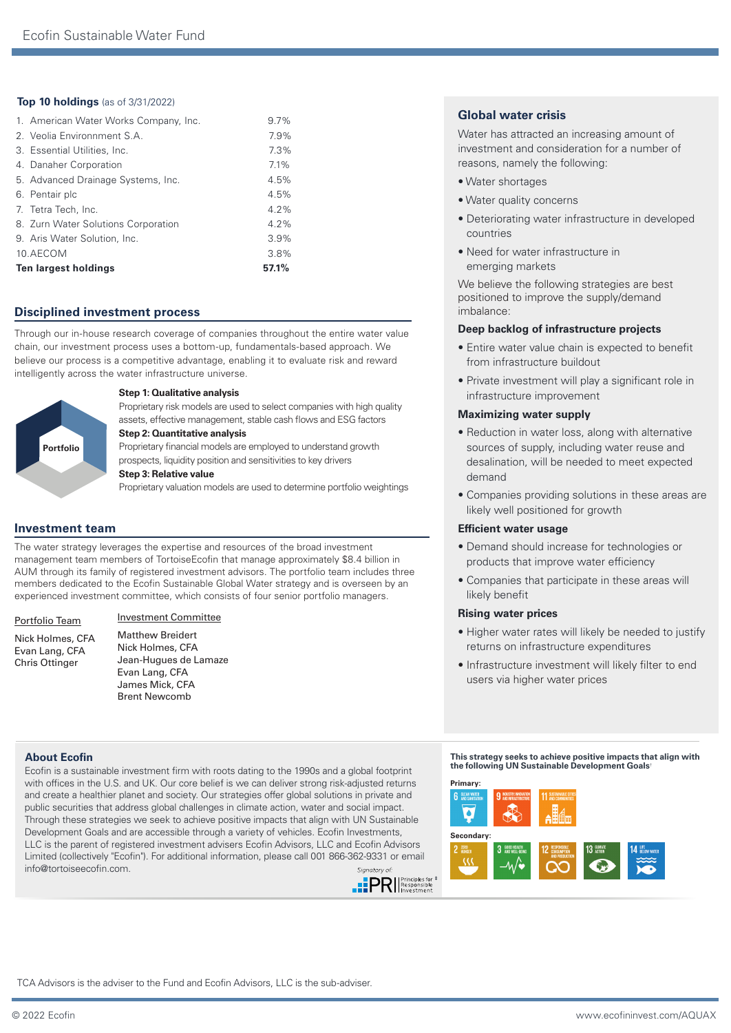**Top 10 holdings** (as of 3/31/2022)

| Holding | Weight |
|---|---|
| 1. American Water Works Company, Inc. | 9.7% |
| 2. Veolia Environnment S.A. | 7.9% |
| 3. Essential Utilities, Inc. | 7.3% |
| 4. Danaher Corporation | 7.1% |
| 5. Advanced Drainage Systems, Inc. | 4.5% |
| 6. Pentair plc | 4.5% |
| 7. Tetra Tech, Inc. | 4.2% |
| 8. Zurn Water Solutions Corporation | 4.2% |
| 9. Aris Water Solution, Inc. | 3.9% |
| 10.AECOM | 3.8% |
| **Ten largest holdings** | **57.1%** |

## Disciplined investment process

Through our in-house research coverage of companies throughout the entire water value chain, our investment process uses a bottom-up, fundamentals-based approach. We believe our process is a competitive advantage, enabling it to evaluate risk and reward intelligently across the water infrastructure universe.

Portfolio

**Step 1: Qualitative analysis**
Proprietary risk models are used to select companies with high quality assets, effective management, stable cash flows and ESG factors

**Step 2: Quantitative analysis**
Proprietary financial models are employed to understand growth prospects, liquidity position and sensitivities to key drivers

**Step 3: Relative value**
Proprietary valuation models are used to determine portfolio weightings

## Investment team

The water strategy leverages the expertise and resources of the broad investment management team members of TortoiseEcofin that manage approximately $8.4 billion in AUM through its family of registered investment advisors. The portfolio team includes three members dedicated to the Ecofin Sustainable Global Water strategy and is overseen by an experienced investment committee, which consists of four senior portfolio managers.

Portfolio Team

Nick Holmes, CFA
Evan Lang, CFA
Chris Ottinger

Investment Committee

Matthew Breidert
Nick Holmes, CFA
Jean-Hugues de Lamaze
Evan Lang, CFA
James Mick, CFA
Brent Newcomb

## Global water crisis

Water has attracted an increasing amount of investment and consideration for a number of reasons, namely the following:

- Water shortages
- Water quality concerns
- Deteriorating water infrastructure in developed countries
- Need for water infrastructure in emerging markets

We believe the following strategies are best positioned to improve the supply/demand imbalance:

### Deep backlog of infrastructure projects

- Entire water value chain is expected to benefit from infrastructure buildout
- Private investment will play a significant role in infrastructure improvement

### Maximizing water supply

- Reduction in water loss, along with alternative sources of supply, including water reuse and desalination, will be needed to meet expected demand
- Companies providing solutions in these areas are likely well positioned for growth

### Efficient water usage

- Demand should increase for technologies or products that improve water efficiency
- Companies that participate in these areas will likely benefit

### Rising water prices

- Higher water rates will likely be needed to justify returns on infrastructure expenditures
- Infrastructure investment will likely filter to end users via higher water prices

## About Ecofin

Ecofin is a sustainable investment firm with roots dating to the 1990s and a global footprint with offices in the U.S. and UK. Our core belief is we can deliver strong risk-adjusted returns and create a healthier planet and society. Our strategies offer global solutions in private and public securities that address global challenges in climate action, water and social impact. Through these strategies we seek to achieve positive impacts that align with UN Sustainable Development Goals and are accessible through a variety of vehicles. Ecofin Investments, LLC is the parent of registered investment advisers Ecofin Advisors, LLC and Ecofin Advisors Limited (collectively "Ecofin"). For additional information, please call 001 866-362-9331 or email info@tortoiseecofin.com.

Signatory of: PRI Principles for Responsible Investment

**This strategy seeks to achieve positive impacts that align with the following UN Sustainable Development Goals**[1]

**Primary:**
6 Clean Water and Sanitation; 9 Industry, Innovation and Infrastructure; 11 Sustainable Cities and Communities

**Secondary:**
2 Zero Hunger; 3 Good Health and Well-Being; 12 Responsible Consumption and Production; 13 Climate Action; 14 Life Below Water

TCA Advisors is the adviser to the Fund and Ecofin Advisors, LLC is the sub-adviser.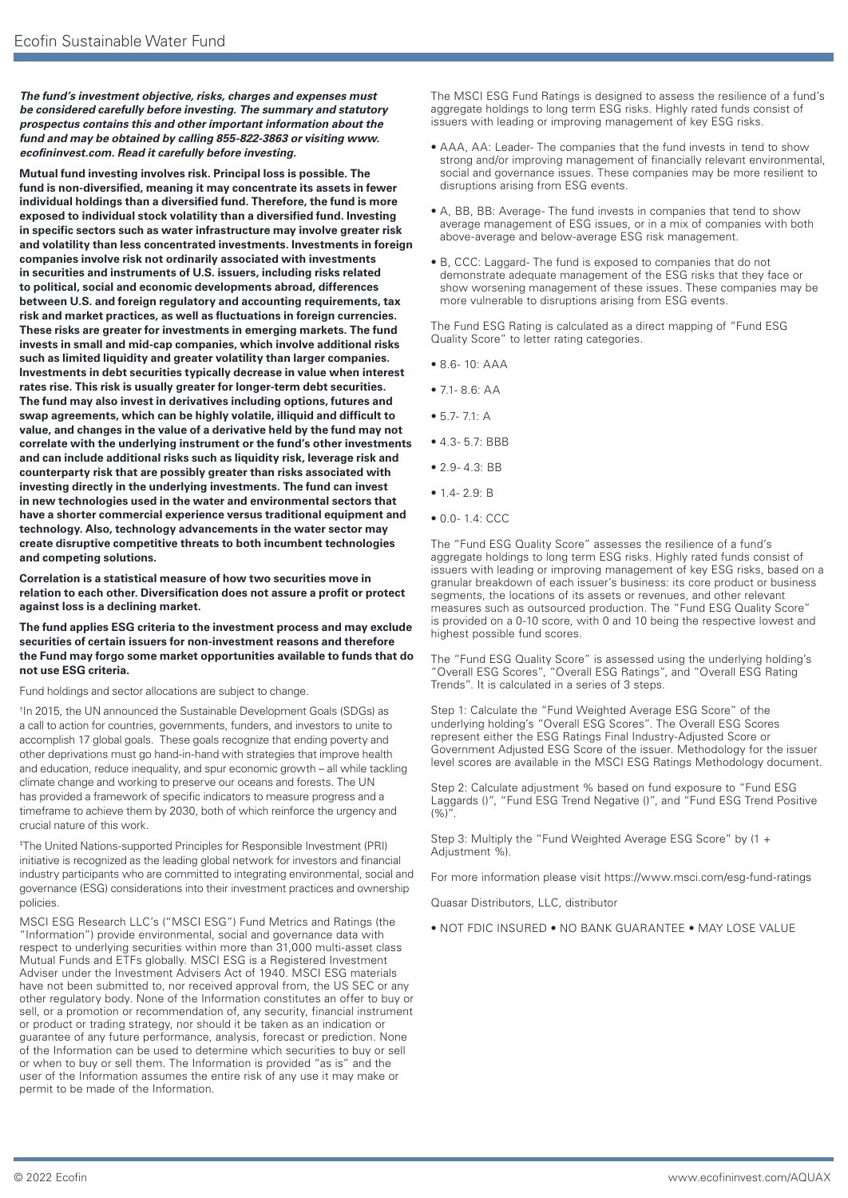***The fund's investment objective, risks, charges and expenses must be considered carefully before investing. The summary and statutory prospectus contains this and other important information about the fund and may be obtained by calling 855-822-3863 or visiting www.ecofininvest.com. Read it carefully before investing.***

**Mutual fund investing involves risk. Principal loss is possible. The fund is non-diversified, meaning it may concentrate its assets in fewer individual holdings than a diversified fund. Therefore, the fund is more exposed to individual stock volatility than a diversified fund. Investing in specific sectors such as water infrastructure may involve greater risk and volatility than less concentrated investments. Investments in foreign companies involve risk not ordinarily associated with investments in securities and instruments of U.S. issuers, including risks related to political, social and economic developments abroad, differences between U.S. and foreign regulatory and accounting requirements, tax risk and market practices, as well as fluctuations in foreign currencies. These risks are greater for investments in emerging markets. The fund invests in small and mid-cap companies, which involve additional risks such as limited liquidity and greater volatility than larger companies. Investments in debt securities typically decrease in value when interest rates rise. This risk is usually greater for longer-term debt securities. The fund may also invest in derivatives including options, futures and swap agreements, which can be highly volatile, illiquid and difficult to value, and changes in the value of a derivative held by the fund may not correlate with the underlying instrument or the fund's other investments and can include additional risks such as liquidity risk, leverage risk and counterparty risk that are possibly greater than risks associated with investing directly in the underlying investments. The fund can invest in new technologies used in the water and environmental sectors that have a shorter commercial experience versus traditional equipment and technology. Also, technology advancements in the water sector may create disruptive competitive threats to both incumbent technologies and competing solutions.**

**Correlation is a statistical measure of how two securities move in relation to each other. Diversification does not assure a profit or protect against loss is a declining market.**

**The fund applies ESG criteria to the investment process and may exclude securities of certain issuers for non-investment reasons and therefore the Fund may forgo some market opportunities available to funds that do not use ESG criteria.**

Fund holdings and sector allocations are subject to change.

†In 2015, the UN announced the Sustainable Development Goals (SDGs) as a call to action for countries, governments, funders, and investors to unite to accomplish 17 global goals. These goals recognize that ending poverty and other deprivations must go hand-in-hand with strategies that improve health and education, reduce inequality, and spur economic growth – all while tackling climate change and working to preserve our oceans and forests. The UN has provided a framework of specific indicators to measure progress and a timeframe to achieve them by 2030, both of which reinforce the urgency and crucial nature of this work.

‡The United Nations-supported Principles for Responsible Investment (PRI) initiative is recognized as the leading global network for investors and financial industry participants who are committed to integrating environmental, social and governance (ESG) considerations into their investment practices and ownership policies.

MSCI ESG Research LLC's ("MSCI ESG") Fund Metrics and Ratings (the "Information") provide environmental, social and governance data with respect to underlying securities within more than 31,000 multi-asset class Mutual Funds and ETFs globally. MSCI ESG is a Registered Investment Adviser under the Investment Advisers Act of 1940. MSCI ESG materials have not been submitted to, nor received approval from, the US SEC or any other regulatory body. None of the Information constitutes an offer to buy or sell, or a promotion or recommendation of, any security, financial instrument or product or trading strategy, nor should it be taken as an indication or guarantee of any future performance, analysis, forecast or prediction. None of the Information can be used to determine which securities to buy or sell or when to buy or sell them. The Information is provided "as is" and the user of the Information assumes the entire risk of any use it may make or permit to be made of the Information.

The MSCI ESG Fund Ratings is designed to assess the resilience of a fund's aggregate holdings to long term ESG risks. Highly rated funds consist of issuers with leading or improving management of key ESG risks.

- AAA, AA: Leader- The companies that the fund invests in tend to show strong and/or improving management of financially relevant environmental, social and governance issues. These companies may be more resilient to disruptions arising from ESG events.
- A, BB, BB: Average- The fund invests in companies that tend to show average management of ESG issues, or in a mix of companies with both above-average and below-average ESG risk management.
- B, CCC: Laggard- The fund is exposed to companies that do not demonstrate adequate management of the ESG risks that they face or show worsening management of these issues. These companies may be more vulnerable to disruptions arising from ESG events.

The Fund ESG Rating is calculated as a direct mapping of "Fund ESG Quality Score" to letter rating categories.

- 8.6- 10: AAA
- 7.1- 8.6: AA
- 5.7- 7.1: A
- 4.3- 5.7: BBB
- 2.9- 4.3: BB
- 1.4- 2.9: B
- 0.0- 1.4: CCC

The "Fund ESG Quality Score" assesses the resilience of a fund's aggregate holdings to long term ESG risks. Highly rated funds consist of issuers with leading or improving management of key ESG risks, based on a granular breakdown of each issuer's business: its core product or business segments, the locations of its assets or revenues, and other relevant measures such as outsourced production. The "Fund ESG Quality Score" is provided on a 0-10 score, with 0 and 10 being the respective lowest and highest possible fund scores.

The "Fund ESG Quality Score" is assessed using the underlying holding's "Overall ESG Scores", "Overall ESG Ratings", and "Overall ESG Rating Trends". It is calculated in a series of 3 steps.

Step 1: Calculate the "Fund Weighted Average ESG Score" of the underlying holding's "Overall ESG Scores". The Overall ESG Scores represent either the ESG Ratings Final Industry-Adjusted Score or Government Adjusted ESG Score of the issuer. Methodology for the issuer level scores are available in the MSCI ESG Ratings Methodology document.

Step 2: Calculate adjustment % based on fund exposure to "Fund ESG Laggards ()", "Fund ESG Trend Negative ()", and "Fund ESG Trend Positive (%)".

Step 3: Multiply the "Fund Weighted Average ESG Score" by (1 + Adjustment %).

For more information please visit https://www.msci.com/esg-fund-ratings

Quasar Distributors, LLC, distributor

• NOT FDIC INSURED • NO BANK GUARANTEE • MAY LOSE VALUE